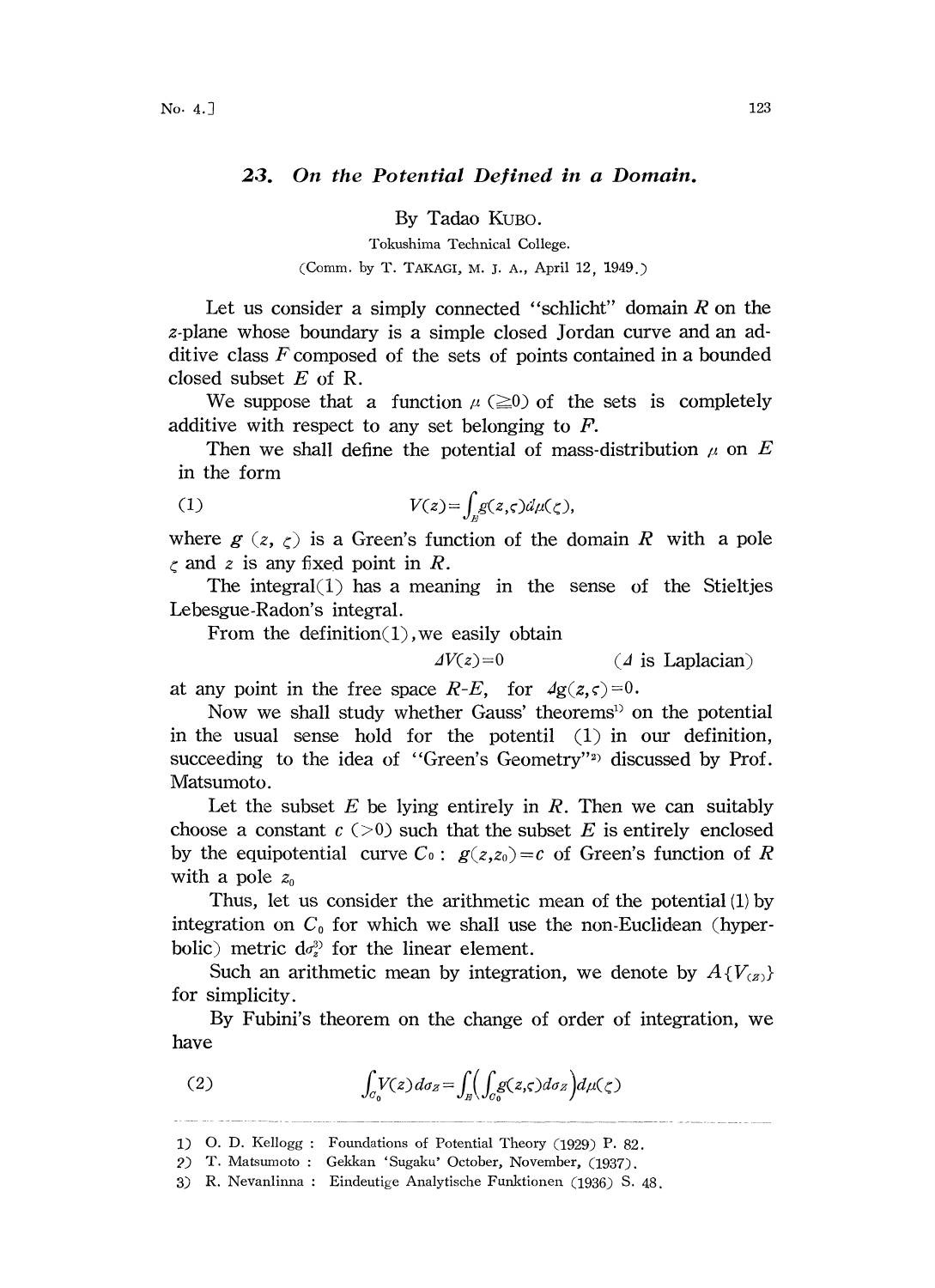## 23. *On the Potential Defined in a Domain.*

By Tadao KUBO.

Tokushima Technical College.

(Comm. by T. TAKAGI, M. J. A., April 12, 1949.)

Let us consider a simply connected "schlicht" domain $R$ on the $z$-plane whose boundary is a simple closed Jordan curve and an additive class $F$ composed of the sets of points contained in a bounded closed subset $E$ of R.

We suppose that a function $\mu$ ($\geqq 0$) of the sets is completely additive with respect to any set belonging to $F$.

Then we shall define the potential of mass-distribution $\mu$ on $E$ in the form

$$V(z)=\int_E g(z,\zeta)d\mu(\zeta), \tag{1}$$

where $g$ $(z, \zeta)$ is a Green's function of the domain $R$ with a pole $\zeta$ and $z$ is any fixed point in $R$.

The integral(1) has a meaning in the sense of the Stieltjes Lebesgue-Radon's integral.

From the definition(1), we easily obtain

$$\Delta V(z)=0 \qquad (\Delta \text{ is Laplacian})$$

at any point in the free space $R$-$E$, for $\Delta g(z,\zeta)=0$.

Now we shall study whether Gauss' theorems[1] on the potential in the usual sense hold for the potentil (1) in our definition, succeeding to the idea of "Green's Geometry"[2] discussed by Prof. Matsumoto.

Let the subset $E$ be lying entirely in $R$. Then we can suitably choose a constant $c$ ($>0$) such that the subset $E$ is entirely enclosed by the equipotential curve $C_0$ : $g(z,z_0)=c$ of Green's function of $R$ with a pole $z_0$

Thus, let us consider the arithmetic mean of the potential (1) by integration on $C_0$ for which we shall use the non-Euclidean (hyperbolic) metric $d\sigma_z$[3] for the linear element.

Such an arithmetic mean by integration, we denote by $A\{V_{(z)}\}$ for simplicity.

By Fubini's theorem on the change of order of integration, we have

$$\int_{C_0} V(z)\,d\sigma_z=\int_E\left(\int_{C_0} g(z,\zeta)d\sigma_z\right)d\mu(\zeta) \tag{2}$$

---

1) O. D. Kellogg : Foundations of Potential Theory (1929) P. 82.

2) T. Matsumoto : Gekkan 'Sugaku' October, November, (1937).

3) R. Nevanlinna : Eindeutige Analytische Funktionen (1936) S. 48.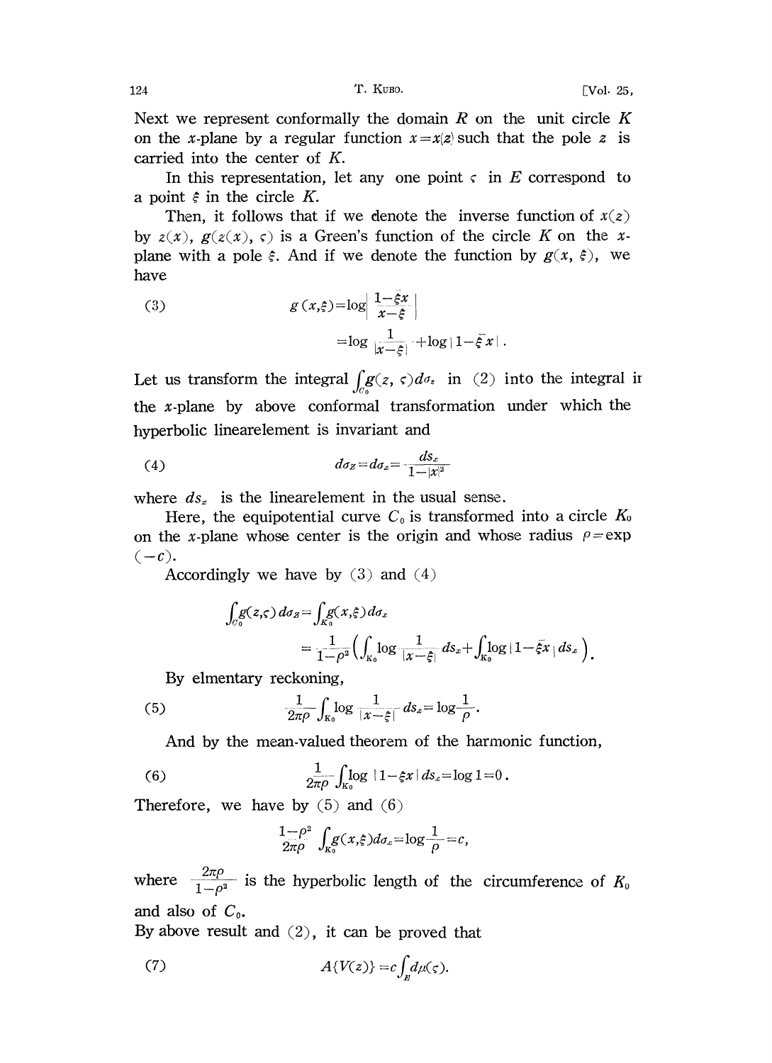Next we represent conformally the domain $R$ on the unit circle $K$ on the $x$-plane by a regular function $x=x(z)$ such that the pole $z$ is carried into the center of $K$.

In this representation, let any one point $\varsigma$ in $E$ correspond to a point $\xi$ in the circle $K$.

Then, it follows that if we denote the inverse function of $x(z)$ by $z(x)$, $g(z(x), \varsigma)$ is a Green's function of the circle $K$ on the $x$-plane with a pole $\xi$. And if we denote the function by $g(x, \xi)$, we have

$$
\begin{aligned}
(3) \qquad g(x,\xi) &= \log \left| \frac{1-\bar{\xi}x}{x-\xi} \right| \\
&= \log \frac{1}{|x-\xi|} + \log |1-\bar{\xi}x| .
\end{aligned}
$$

Let us transform the integral $\int_{C_0} g(z, \varsigma) d\sigma_z$ in (2) into the integral in the $x$-plane by above conformal transformation under which the hyperbolic linearelement is invariant and

$$
(4) \qquad d\sigma_z = d\sigma_x = \frac{ds_x}{1-|x|^2}
$$

where $ds_x$ is the linearelement in the usual sense.

Here, the equipotential curve $C_0$ is transformed into a circle $K_0$ on the $x$-plane whose center is the origin and whose radius $\rho = \exp(-c)$.

Accordingly we have by (3) and (4)

$$
\begin{aligned}
\int_{C_0} g(z,\varsigma)\, d\sigma_z &= \int_{K_0} g(x,\xi)\, d\sigma_x \\
&= \frac{1}{1-\rho^2} \left( \int_{K_0} \log \frac{1}{|x-\xi|}\, ds_x + \int_{K_0} \log |1-\bar{\xi}x|\, ds_x \right).
\end{aligned}
$$

By elmentary reckoning,

$$
(5) \qquad \frac{1}{2\pi\rho} \int_{K_0} \log \frac{1}{|x-\xi|}\, ds_x = \log \frac{1}{\rho}.
$$

And by the mean-valued theorem of the harmonic function,

$$
(6) \qquad \frac{1}{2\pi\rho} \int_{K_0} \log |1-\bar{\xi}x|\, ds_x = \log 1 = 0 .
$$

Therefore, we have by (5) and (6)

$$
\frac{1-\rho^2}{2\pi\rho} \int_{K_0} g(x,\xi)\, d\sigma_x = \log \frac{1}{\rho} = c,
$$

where $\frac{2\pi\rho}{1-\rho^2}$ is the hyperbolic length of the circumference of $K_0$ and also of $C_0$.

By above result and (2), it can be proved that

$$
(7) \qquad A\{V(z)\} = c \int_E d\mu(\varsigma).
$$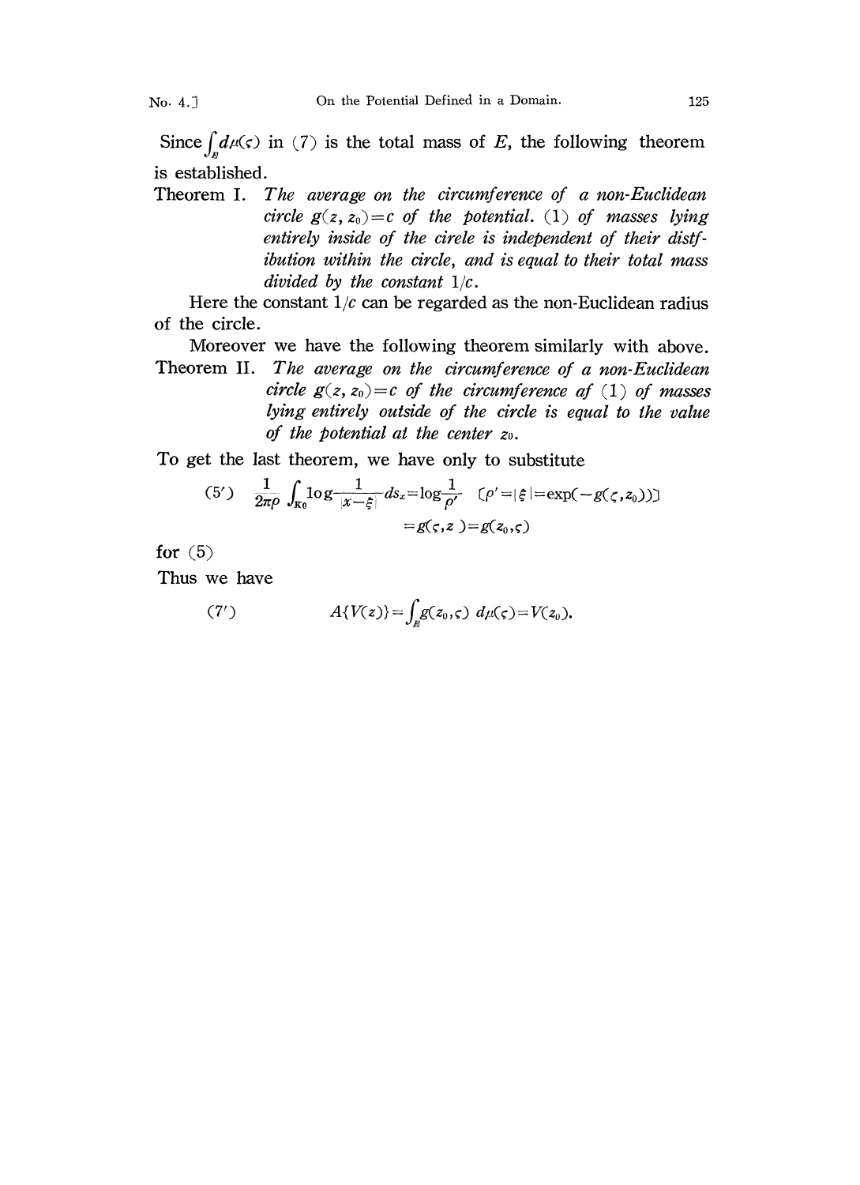Since $\int_E d\mu(\varsigma)$ in (7) is the total mass of $E$, the following theorem is established.

Theorem I. *The average on the circumference of a non-Euclidean circle $g(z, z_0)=c$ of the potential.* (1) *of masses lying entirely inside of the cirele is independent of their distfibution within the circle, and is equal to their total mass divided by the constant $1/c$.*

Here the constant $1/c$ can be regarded as the non-Euclidean radius of the circle.

Moreover we have the following theorem similarly with above.

Theorem II. *The average on the circumference of a non-Euclidean circle $g(z, z_0)=c$ of the circumference af* (1) *of masses lying entirely outside of the circle is equal to the value of the potential at the center $z_0$.*

To get the last theorem, we have only to substitute

$$(5') \quad \frac{1}{2\pi\rho}\int_{K_0}\log\frac{1}{|x-\xi|}ds_x=\log\frac{1}{\rho'} \quad [\rho'=|\xi|=\exp(-g(\varsigma,z_0))]$$

$$=g(\varsigma,z)=g(z_0,\varsigma)$$

for (5)

Thus we have

$$(7') \qquad A\{V(z)\}=\int_E g(z_0,\varsigma)\, d\mu(\varsigma)=V(z_0).$$